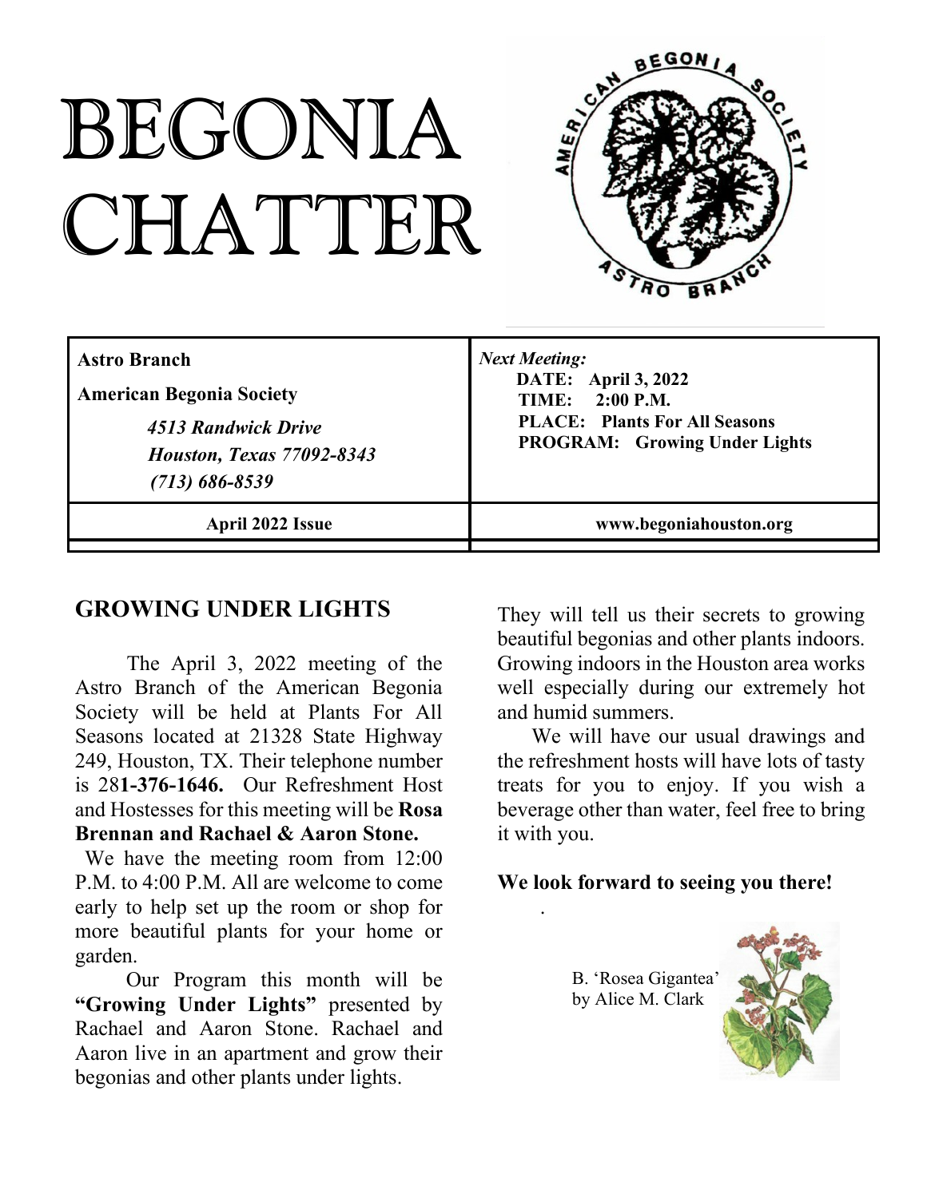# BEGONIA CHATTER

| **Astro Branch**<br>**American Begonia Society**<br>***4513 Randwick Drive***<br>***Houston, Texas 77092-8343***<br>***(713) 686-8539*** | ***Next Meeting:***<br>**DATE: April 3, 2022**<br>**TIME: 2:00 P.M.**<br>**PLACE: Plants For All Seasons**<br>**PROGRAM: Growing Under Lights** |
|---|---|
| **April 2022 Issue** | **www.begoniahouston.org** |

## GROWING UNDER LIGHTS

The April 3, 2022 meeting of the Astro Branch of the American Begonia Society will be held at Plants For All Seasons located at 21328 State Highway 249, Houston, TX. Their telephone number is 28**1-376-1646.** Our Refreshment Host and Hostesses for this meeting will be **Rosa Brennan and Rachael & Aaron Stone.**

We have the meeting room from 12:00 P.M. to 4:00 P.M. All are welcome to come early to help set up the room or shop for more beautiful plants for your home or garden.

Our Program this month will be **"Growing Under Lights"** presented by Rachael and Aaron Stone. Rachael and Aaron live in an apartment and grow their begonias and other plants under lights. They will tell us their secrets to growing beautiful begonias and other plants indoors. Growing indoors in the Houston area works well especially during our extremely hot and humid summers.

We will have our usual drawings and the refreshment hosts will have lots of tasty treats for you to enjoy. If you wish a beverage other than water, feel free to bring it with you.

**We look forward to seeing you there!**

B. 'Rosea Gigantea' by Alice M. Clark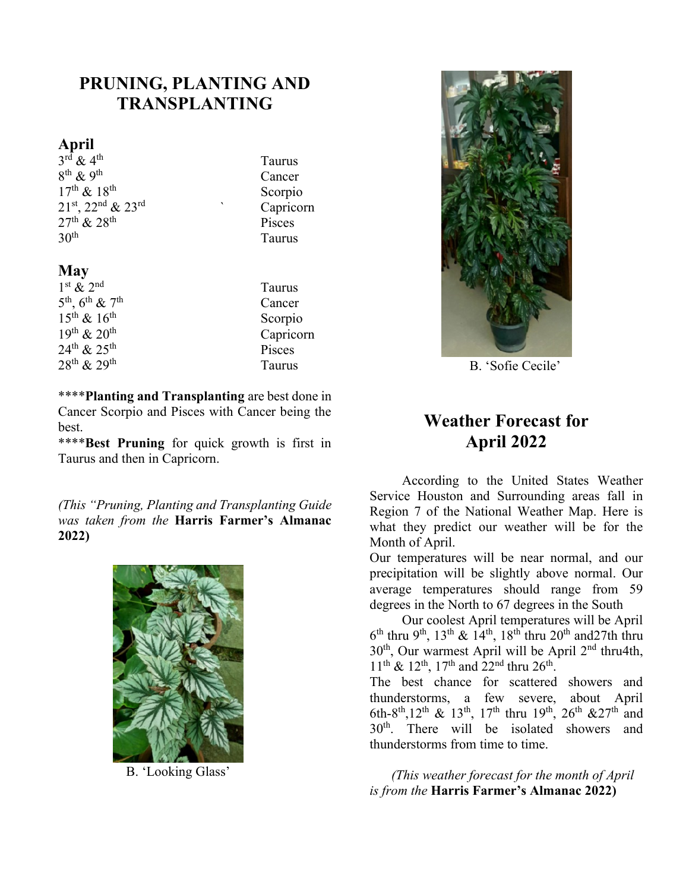## PRUNING, PLANTING AND TRANSPLANTING

### April

| | |
|---|---|
| 3rd & 4th | Taurus |
| 8th & 9th | Cancer |
| 17th & 18th | Scorpio |
| 21st, 22nd & 23rd | Capricorn |
| 27th & 28th | Pisces |
| 30th | Taurus |

### May

| | |
|---|---|
| 1st & 2nd | Taurus |
| 5th, 6th & 7th | Cancer |
| 15th & 16th | Scorpio |
| 19th & 20th | Capricorn |
| 24th & 25th | Pisces |
| 28th & 29th | Taurus |

****__Planting and Transplanting__ are best done in Cancer Scorpio and Pisces with Cancer being the best.

****__Best Pruning__ for quick growth is first in Taurus and then in Capricorn.

*(This "Pruning, Planting and Transplanting Guide was taken from the* **Harris Farmer's Almanac 2022)**

B. 'Looking Glass'

B. 'Sofie Cecile'

## Weather Forecast for April 2022

According to the United States Weather Service Houston and Surrounding areas fall in Region 7 of the National Weather Map. Here is what they predict our weather will be for the Month of April.

Our temperatures will be near normal, and our precipitation will be slightly above normal. Our average temperatures should range from 59 degrees in the North to 67 degrees in the South

Our coolest April temperatures will be April 6th thru 9th, 13th & 14th, 18th thru 20th and27th thru 30th, Our warmest April will be April 2nd thru4th, 11th & 12th, 17th and 22nd thru 26th.

The best chance for scattered showers and thunderstorms, a few severe, about April 6th-8th,12th & 13th, 17th thru 19th, 26th &27th and 30th. There will be isolated showers and thunderstorms from time to time.

*(This weather forecast for the month of April is from the* **Harris Farmer's Almanac 2022)**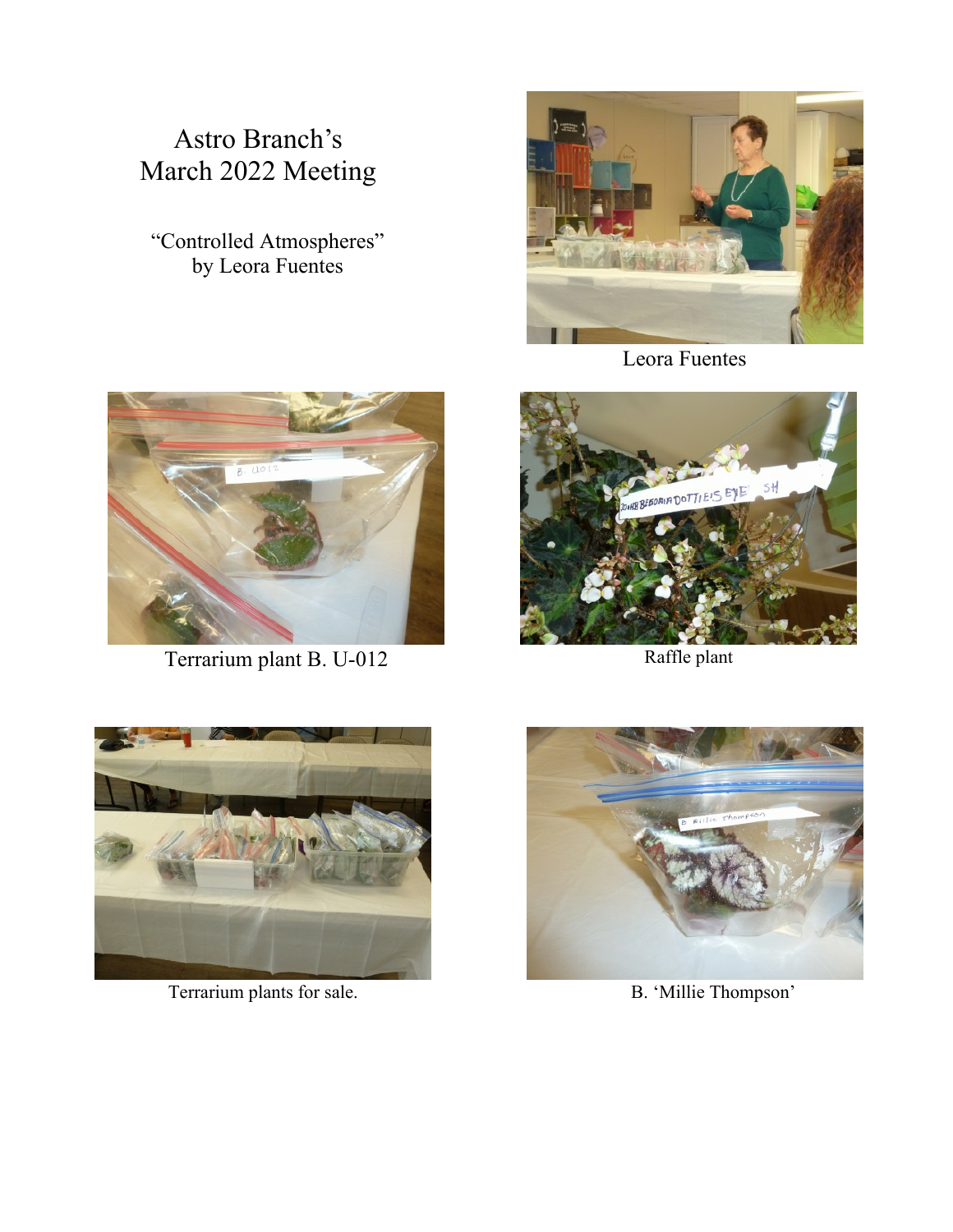# Astro Branch's March 2022 Meeting

"Controlled Atmospheres"
by Leora Fuentes

Leora Fuentes

Terrarium plant B. U-012

Raffle plant

Terrarium plants for sale.

B. 'Millie Thompson'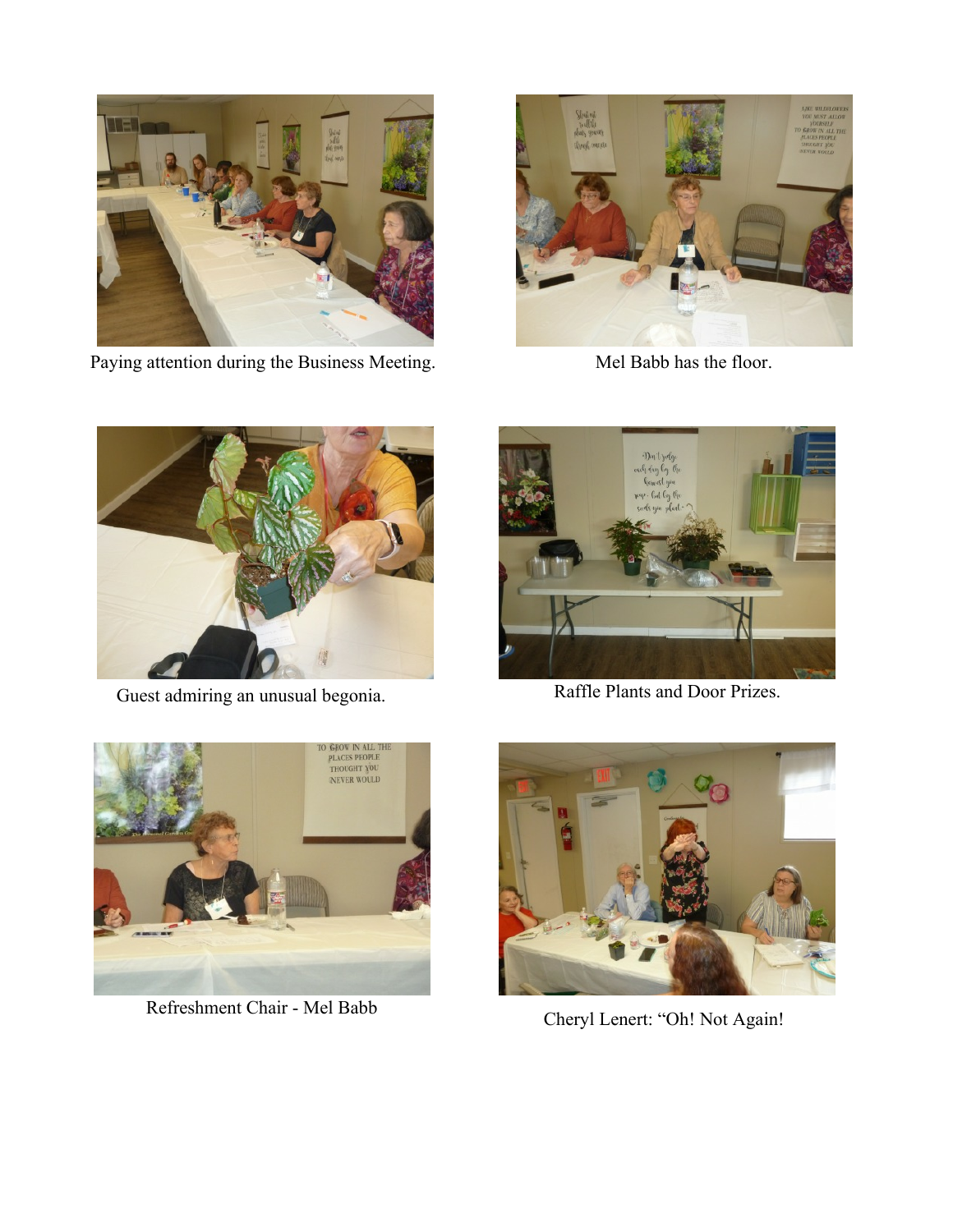Paying attention during the Business Meeting.

Mel Babb has the floor.

Guest admiring an unusual begonia.

Raffle Plants and Door Prizes.

Refreshment Chair - Mel Babb

Cheryl Lenert: “Oh! Not Again!